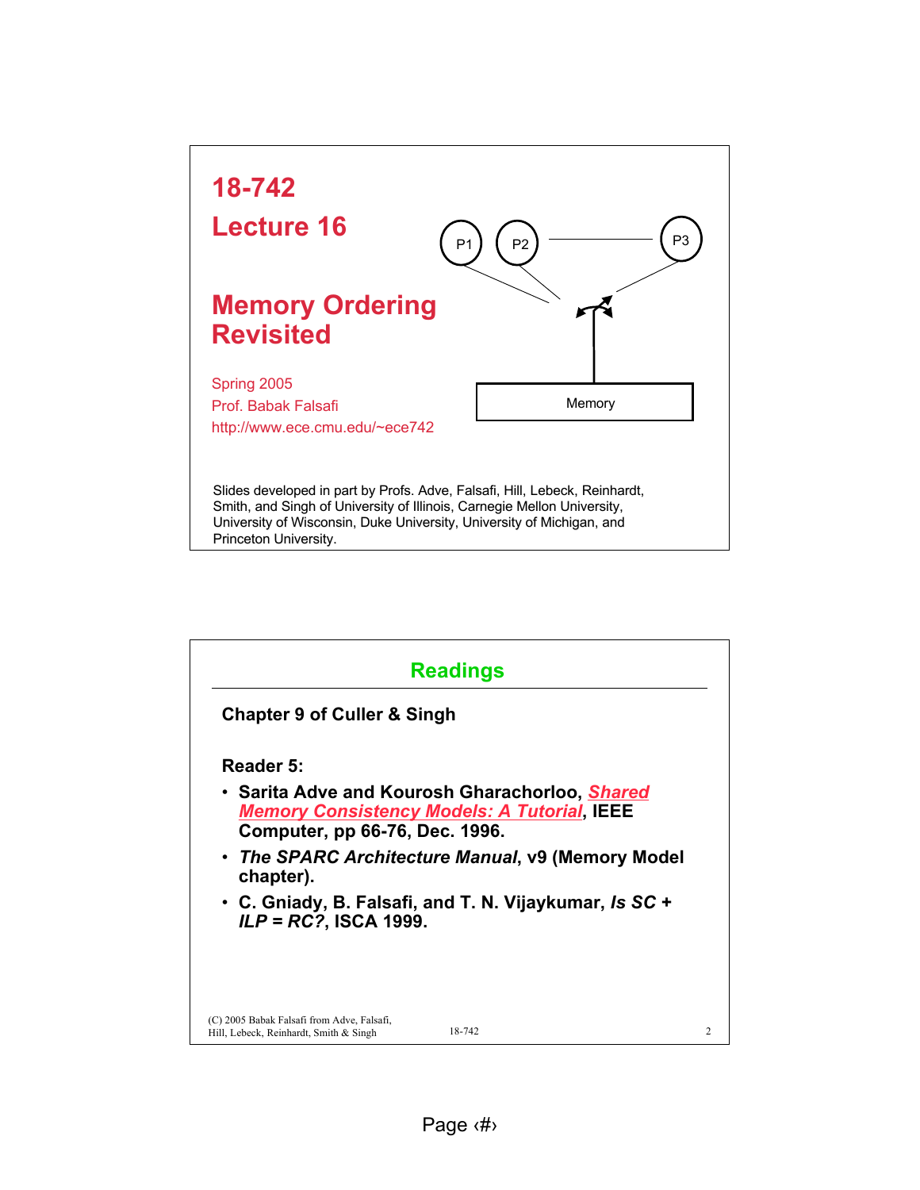# 18-742

# Lecture 16

## Memory Ordering Revisited

Spring 2005

Prof. Babak Falsafi

http://www.ece.cmu.edu/~ece742

P1 P2 P3

Memory

Slides developed in part by Profs. Adve, Falsafi, Hill, Lebeck, Reinhardt, Smith, and Singh of University of Illinois, Carnegie Mellon University, University of Wisconsin, Duke University, University of Michigan, and Princeton University.

## Readings

**Chapter 9 of Culler & Singh**

**Reader 5:**

- **Sarita Adve and Kourosh Gharachorloo, *Shared Memory Consistency Models: A Tutorial*, IEEE Computer, pp 66-76, Dec. 1996.**
- ***The SPARC Architecture Manual*, v9 (Memory Model chapter).**
- **C. Gniady, B. Falsafi, and T. N. Vijaykumar, *Is SC + ILP = RC?*, ISCA 1999.**

(C) 2005 Babak Falsafi from Adve, Falsafi, Hill, Lebeck, Reinhardt, Smith & Singh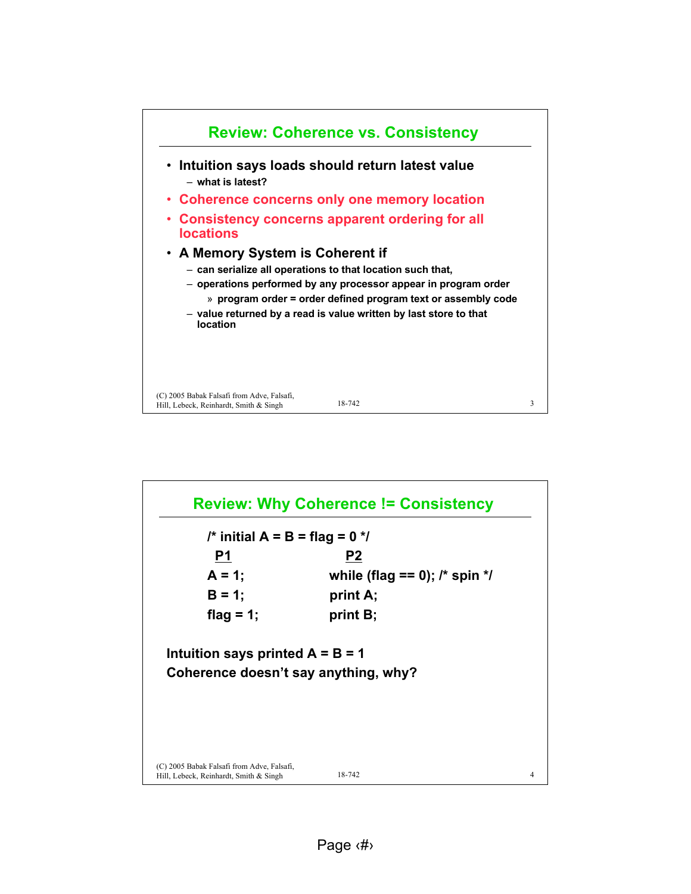## Review: Coherence vs. Consistency

- Intuition says loads should return latest value
  - what is latest?
- Coherence concerns only one memory location
- Consistency concerns apparent ordering for all locations
- A Memory System is Coherent if
  - can serialize all operations to that location such that,
  - operations performed by any processor appear in program order
    - » program order = order defined program text or assembly code
  - value returned by a read is value written by last store to that location

## Review: Why Coherence != Consistency

```
/* initial A = B = flag = 0 */
P1              P2
A = 1;          while (flag == 0); /* spin */
B = 1;          print A;
flag = 1;       print B;
```

Intuition says printed A = B = 1

Coherence doesn't say anything, why?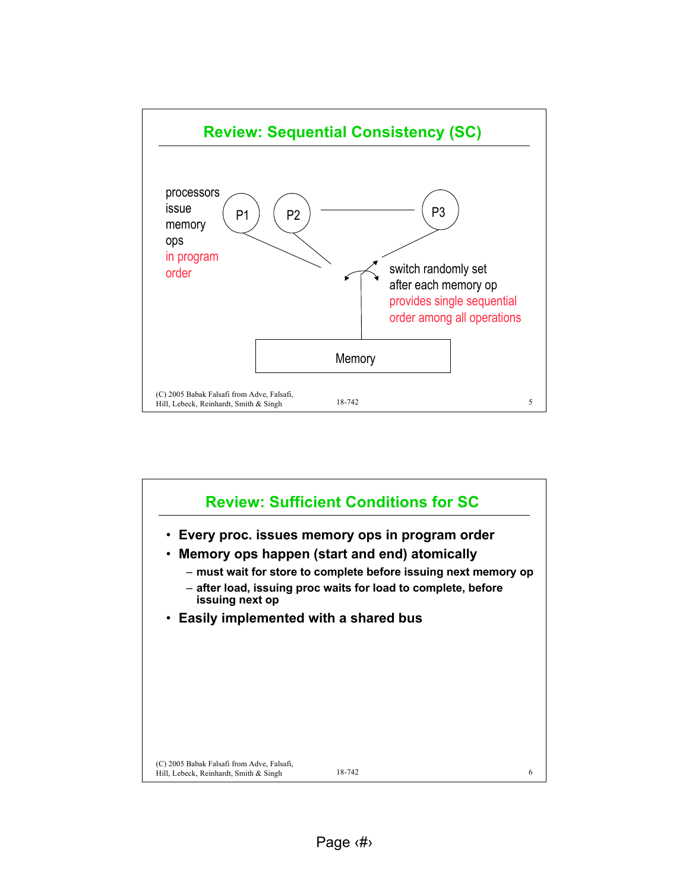## Review: Sequential Consistency (SC)

processors issue memory ops in program order

P1

P2

P3

switch randomly set after each memory op

provides single sequential order among all operations

Memory

(C) 2005 Babak Falsafi from Adve, Falsafi, Hill, Lebeck, Reinhardt, Smith & Singh

## Review: Sufficient Conditions for SC

- **Every proc. issues memory ops in program order**
- **Memory ops happen (start and end) atomically**
  - **must wait for store to complete before issuing next memory op**
  - **after load, issuing proc waits for load to complete, before issuing next op**
- **Easily implemented with a shared bus**

(C) 2005 Babak Falsafi from Adve, Falsafi, Hill, Lebeck, Reinhardt, Smith & Singh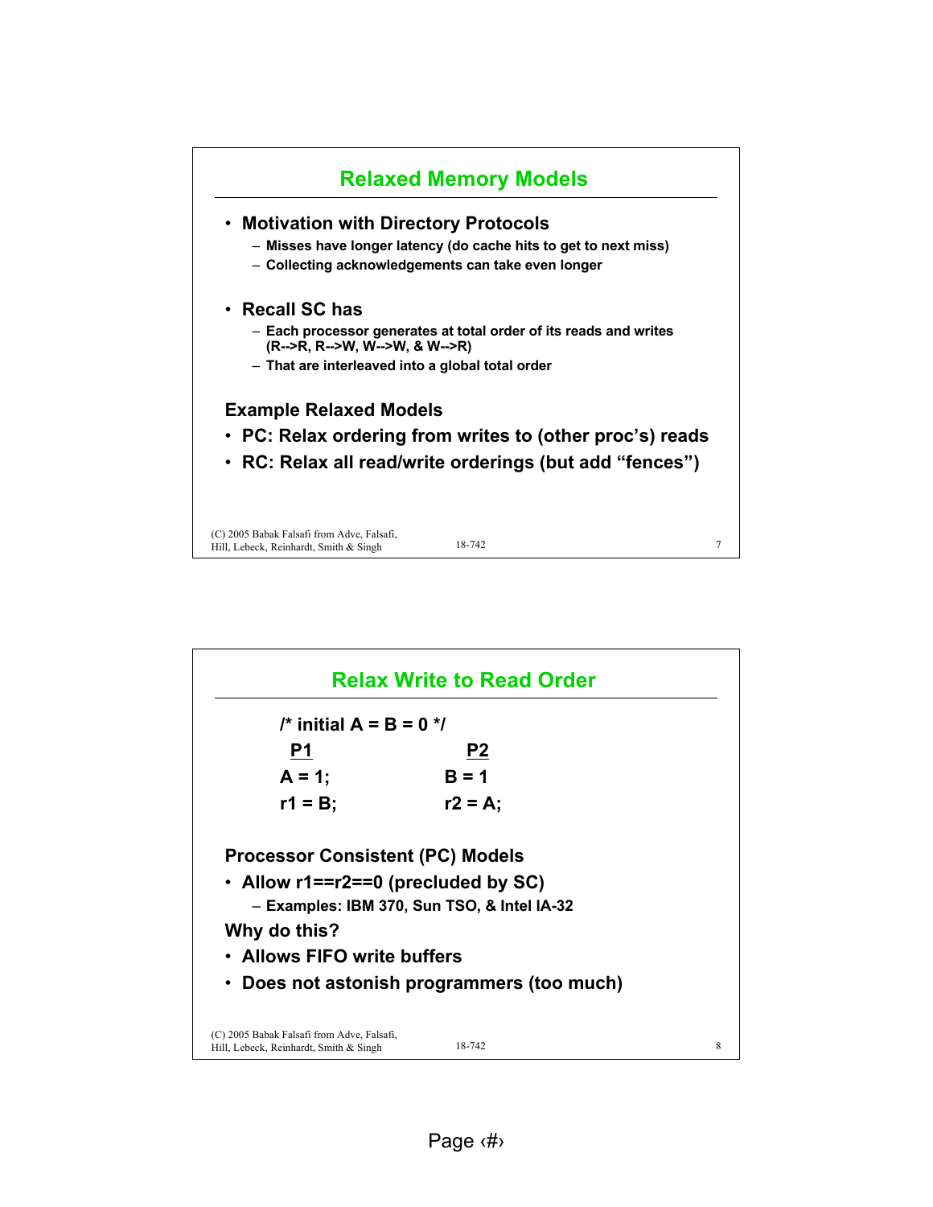## Relaxed Memory Models

- **Motivation with Directory Protocols**
  - Misses have longer latency (do cache hits to get to next miss)
  - Collecting acknowledgements can take even longer
- **Recall SC has**
  - Each processor generates at total order of its reads and writes (R-->R, R-->W, W-->W, & W-->R)
  - That are interleaved into a global total order

**Example Relaxed Models**

- PC: Relax ordering from writes to (other proc's) reads
- RC: Relax all read/write orderings (but add "fences")

## Relax Write to Read Order

```
/* initial A = B = 0 */
P1              P2
A = 1;          B = 1
r1 = B;         r2 = A;
```

**Processor Consistent (PC) Models**

- Allow r1==r2==0 (precluded by SC)
  - Examples: IBM 370, Sun TSO, & Intel IA-32

**Why do this?**

- Allows FIFO write buffers
- Does not astonish programmers (too much)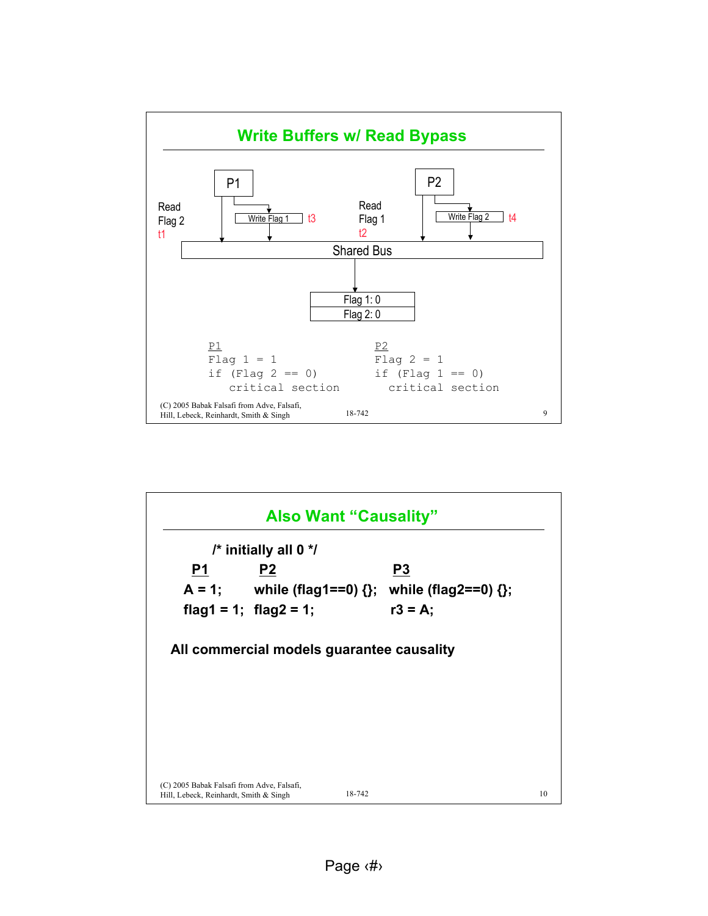## Write Buffers w/ Read Bypass

P1

P2

Read Flag 2 t1

Write Flag 1 t3

Read Flag 1 t2

Write Flag 2 t4

Shared Bus

Flag 1: 0

Flag 2: 0

```
P1
Flag 1 = 1
if (Flag 2 == 0)
   critical section
```

```
P2
Flag 2 = 1
if (Flag 1 == 0)
  critical section
```

(C) 2005 Babak Falsafi from Adve, Falsafi, Hill, Lebeck, Reinhardt, Smith & Singh

## Also Want "Causality"

**/* initially all 0 */**

| **P1** | **P2** | **P3** |
| --- | --- | --- |
| **A = 1;** | **while (flag1==0) {};** | **while (flag2==0) {};** |
| **flag1 = 1;** | **flag2 = 1;** | **r3 = A;** |

**All commercial models guarantee causality**

(C) 2005 Babak Falsafi from Adve, Falsafi, Hill, Lebeck, Reinhardt, Smith & Singh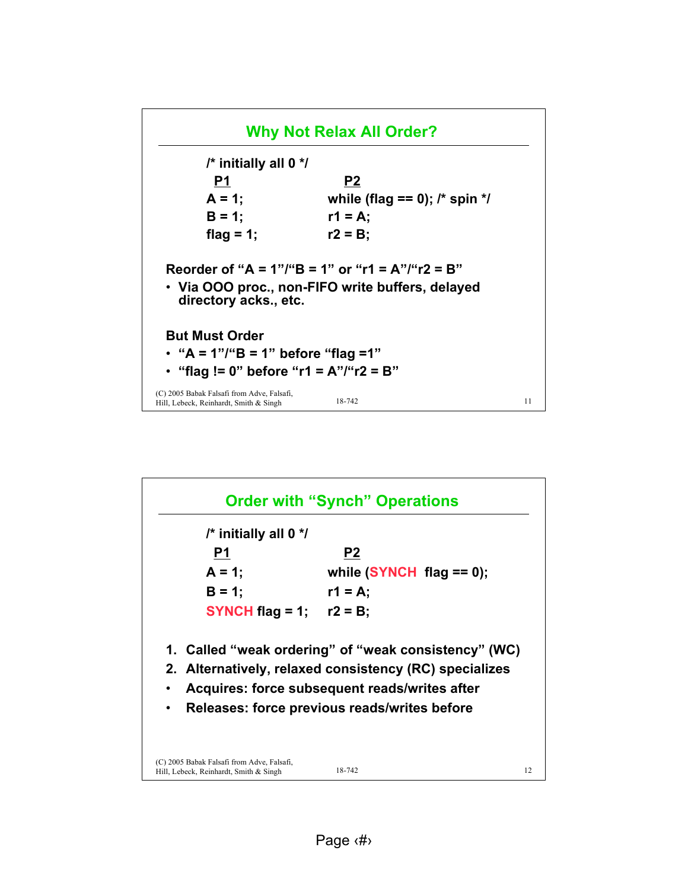## Why Not Relax All Order?

```
/* initially all 0 */
P1              P2
A = 1;          while (flag == 0); /* spin */
B = 1;          r1 = A;
flag = 1;       r2 = B;
```

**Reorder of "A = 1"/"B = 1" or "r1 = A"/"r2 = B"**

- Via OOO proc., non-FIFO write buffers, delayed directory acks., etc.

**But Must Order**

- "A = 1"/"B = 1" before "flag =1"
- "flag != 0" before "r1 = A"/"r2 = B"

## Order with "Synch" Operations

```
/* initially all 0 */
P1                  P2
A = 1;              while (SYNCH  flag == 0);
B = 1;              r1 = A;
SYNCH flag = 1;     r2 = B;
```

1. Called "weak ordering" of "weak consistency" (WC)
2. Alternatively, relaxed consistency (RC) specializes

- Acquires: force subsequent reads/writes after
- Releases: force previous reads/writes before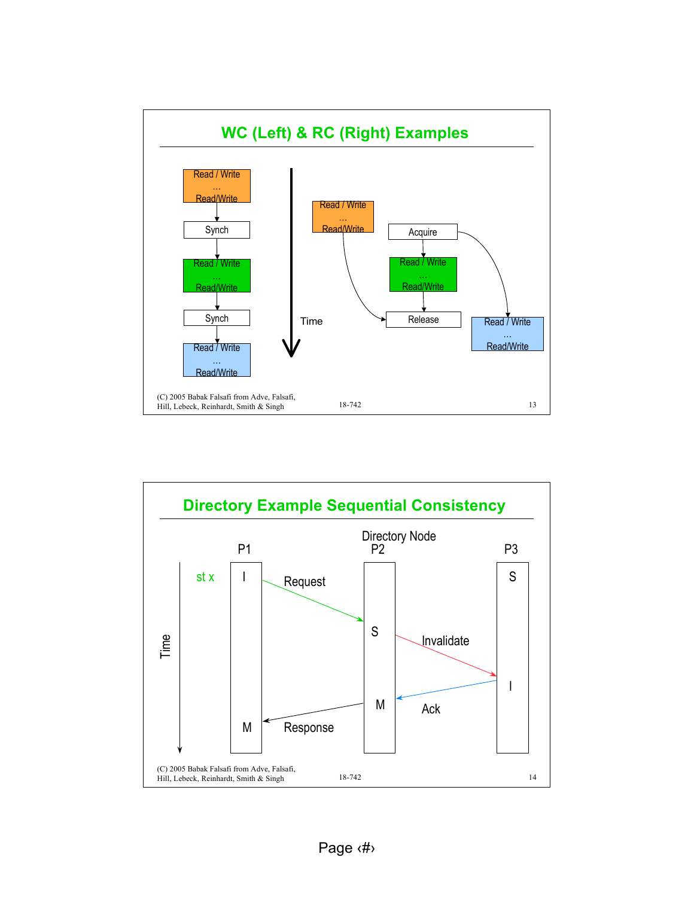## WC (Left) & RC (Right) Examples

Read / Write
…
Read/Write

Synch

Read / Write
…
Read/Write

Synch

Read / Write
…
Read/Write

Time

Read / Write
…
Read/Write

Acquire

Read / Write
…
Read/Write

Release

Read / Write
…
Read/Write

(C) 2005 Babak Falsafi from Adve, Falsafi, Hill, Lebeck, Reinhardt, Smith & Singh

## Directory Example Sequential Consistency

Time

P1

Directory Node
P2

P3

st x

I

Request

S

S

Invalidate

I

M

Ack

M

Response

(C) 2005 Babak Falsafi from Adve, Falsafi, Hill, Lebeck, Reinhardt, Smith & Singh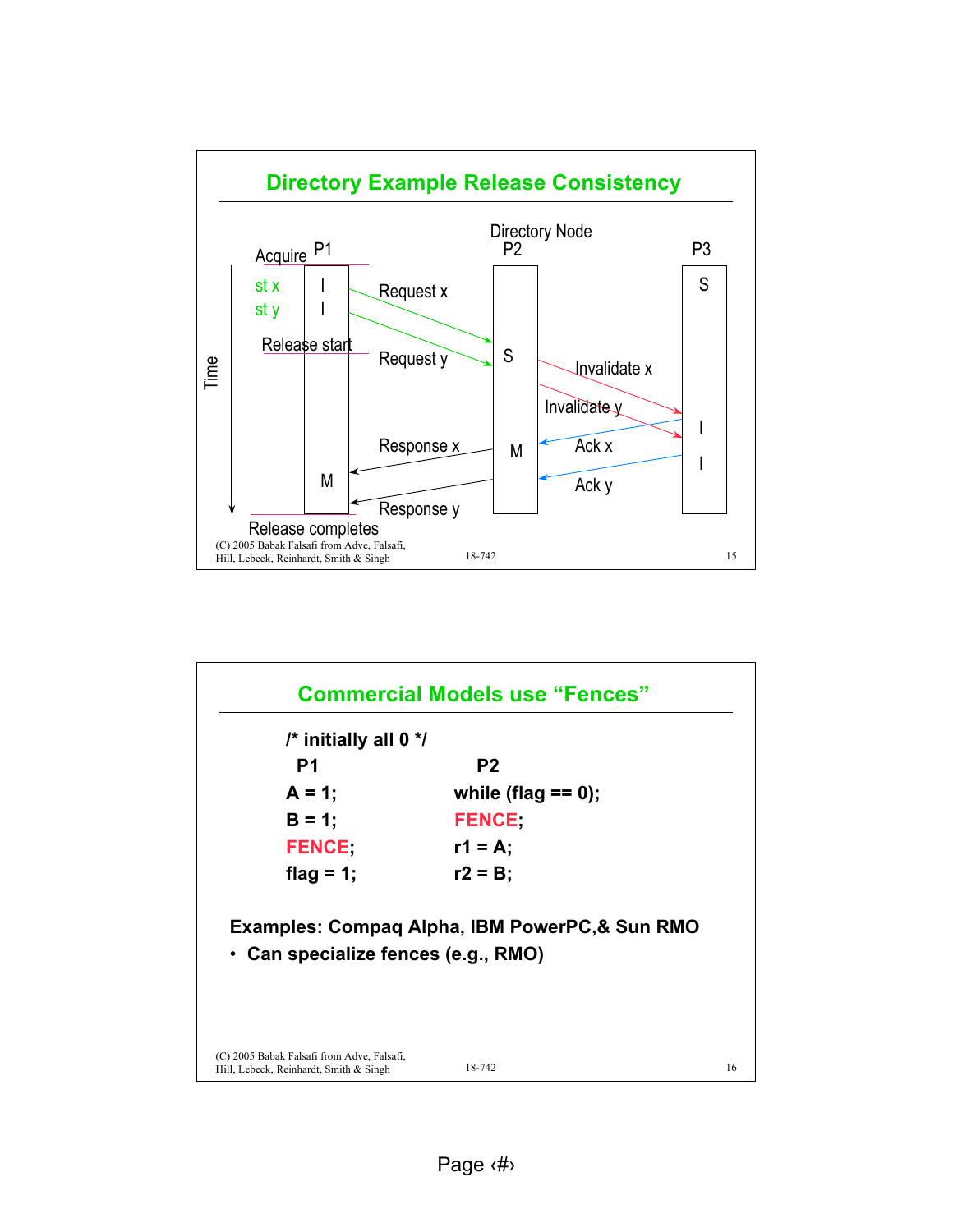## Directory Example Release Consistency

Directory Node

P1

P2

P3

Acquire

st x

st y

Release start

Release completes

Time

I

I

M

Request x

Request y

S

M

Response x

Response y

S

I

I

Invalidate x

Invalidate y

Ack x

Ack y

(C) 2005 Babak Falsafi from Adve, Falsafi, Hill, Lebeck, Reinhardt, Smith & Singh

## Commercial Models use "Fences"

**/* initially all 0 */**

| **P1** | **P2** |
|---|---|
| **A = 1;** | **while (flag == 0);** |
| **B = 1;** | **FENCE;** |
| **FENCE;** | **r1 = A;** |
| **flag = 1;** | **r2 = B;** |

**Examples: Compaq Alpha, IBM PowerPC,& Sun RMO**

- **Can specialize fences (e.g., RMO)**

(C) 2005 Babak Falsafi from Adve, Falsafi, Hill, Lebeck, Reinhardt, Smith & Singh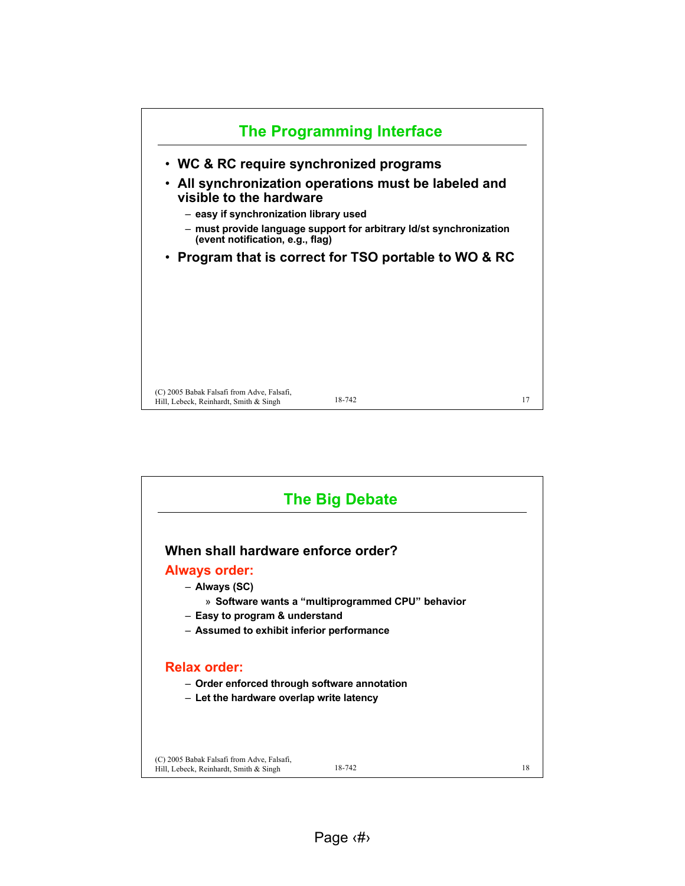## The Programming Interface

- WC & RC require synchronized programs
- All synchronization operations must be labeled and visible to the hardware
  - easy if synchronization library used
  - must provide language support for arbitrary ld/st synchronization (event notification, e.g., flag)
- Program that is correct for TSO portable to WO & RC

## The Big Debate

**When shall hardware enforce order?**

**Always order:**

- Always (SC)
  - » Software wants a "multiprogrammed CPU" behavior
- Easy to program & understand
- Assumed to exhibit inferior performance

**Relax order:**

- Order enforced through software annotation
- Let the hardware overlap write latency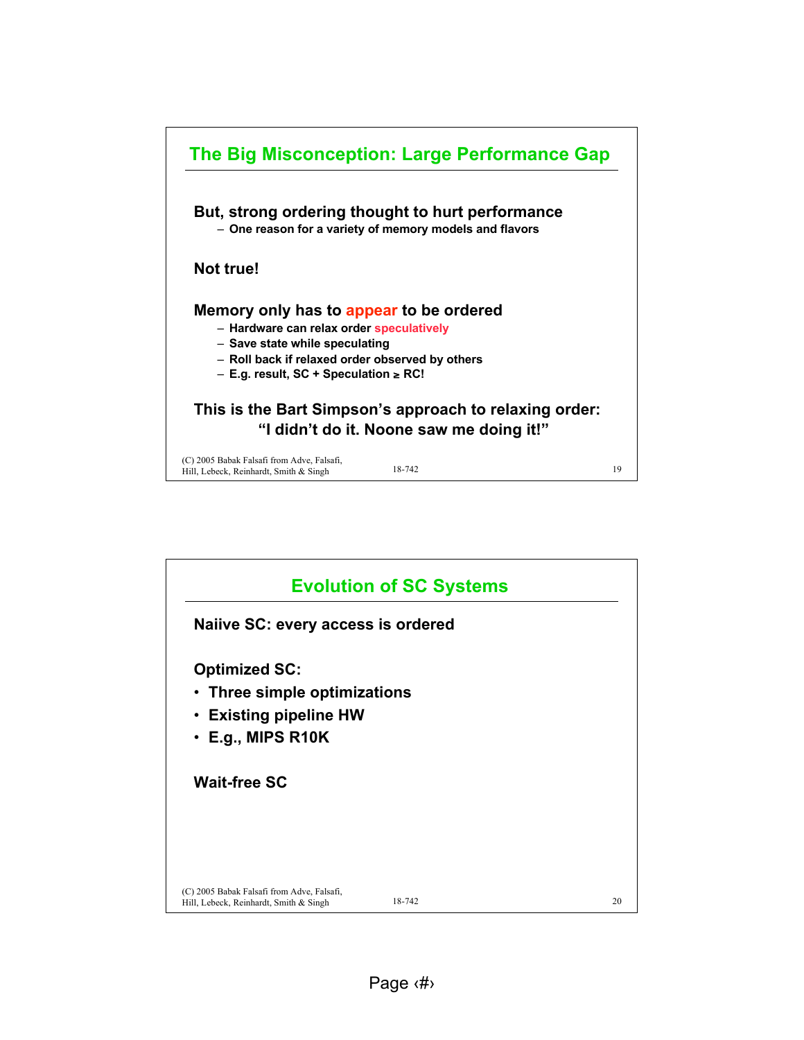## The Big Misconception: Large Performance Gap

**But, strong ordering thought to hurt performance**

- One reason for a variety of memory models and flavors

**Not true!**

**Memory only has to appear to be ordered**

- Hardware can relax order speculatively
- Save state while speculating
- Roll back if relaxed order observed by others
- E.g. result, SC + Speculation ≥ RC!

**This is the Bart Simpson's approach to relaxing order: "I didn't do it. Noone saw me doing it!"**

(C) 2005 Babak Falsafi from Adve, Falsafi, Hill, Lebeck, Reinhardt, Smith & Singh

## Evolution of SC Systems

**Naiive SC: every access is ordered**

**Optimized SC:**

- Three simple optimizations
- Existing pipeline HW
- E.g., MIPS R10K

**Wait-free SC**

(C) 2005 Babak Falsafi from Adve, Falsafi, Hill, Lebeck, Reinhardt, Smith & Singh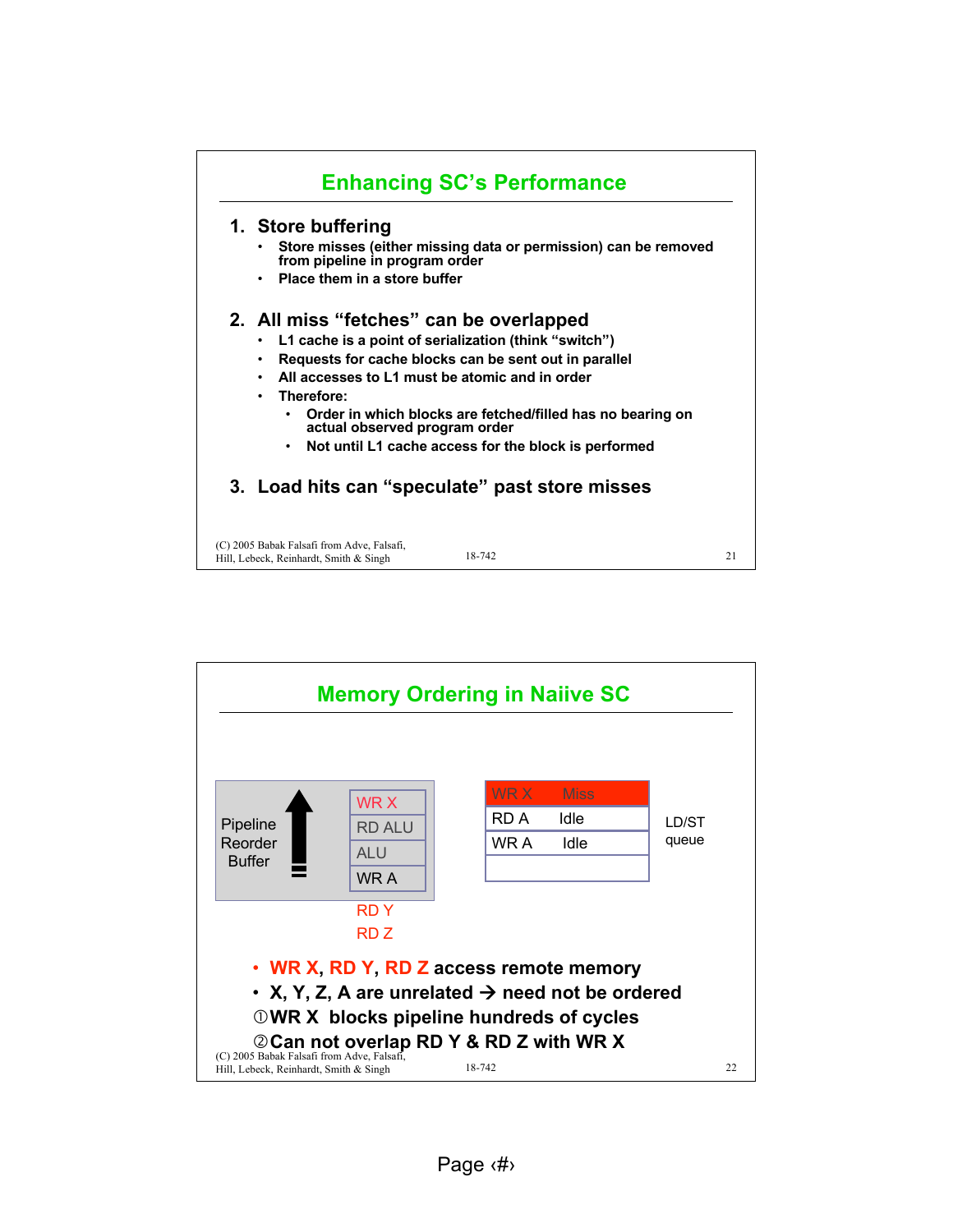## Enhancing SC's Performance

1. **Store buffering**
   - Store misses (either missing data or permission) can be removed from pipeline in program order
   - Place them in a store buffer
2. **All miss "fetches" can be overlapped**
   - L1 cache is a point of serialization (think "switch")
   - Requests for cache blocks can be sent out in parallel
   - All accesses to L1 must be atomic and in order
   - Therefore:
     - Order in which blocks are fetched/filled has no bearing on actual observed program order
     - Not until L1 cache access for the block is performed
3. **Load hits can "speculate" past store misses**

(C) 2005 Babak Falsafi from Adve, Falsafi, Hill, Lebeck, Reinhardt, Smith & Singh

## Memory Ordering in Naiive SC

Pipeline Reorder Buffer

WR X
RD ALU
ALU
WR A

RD Y
RD Z

| | | |
|---|---|---|
| WR X | Miss | LD/ST queue |
| RD A | Idle | |
| WR A | Idle | |
| | | |

- **WR X, RD Y, RD Z access remote memory**
- **X, Y, Z, A are unrelated → need not be ordered**

① **WR X blocks pipeline hundreds of cycles**
② **Can not overlap RD Y & RD Z with WR X**

(C) 2005 Babak Falsafi from Adve, Falsafi, Hill, Lebeck, Reinhardt, Smith & Singh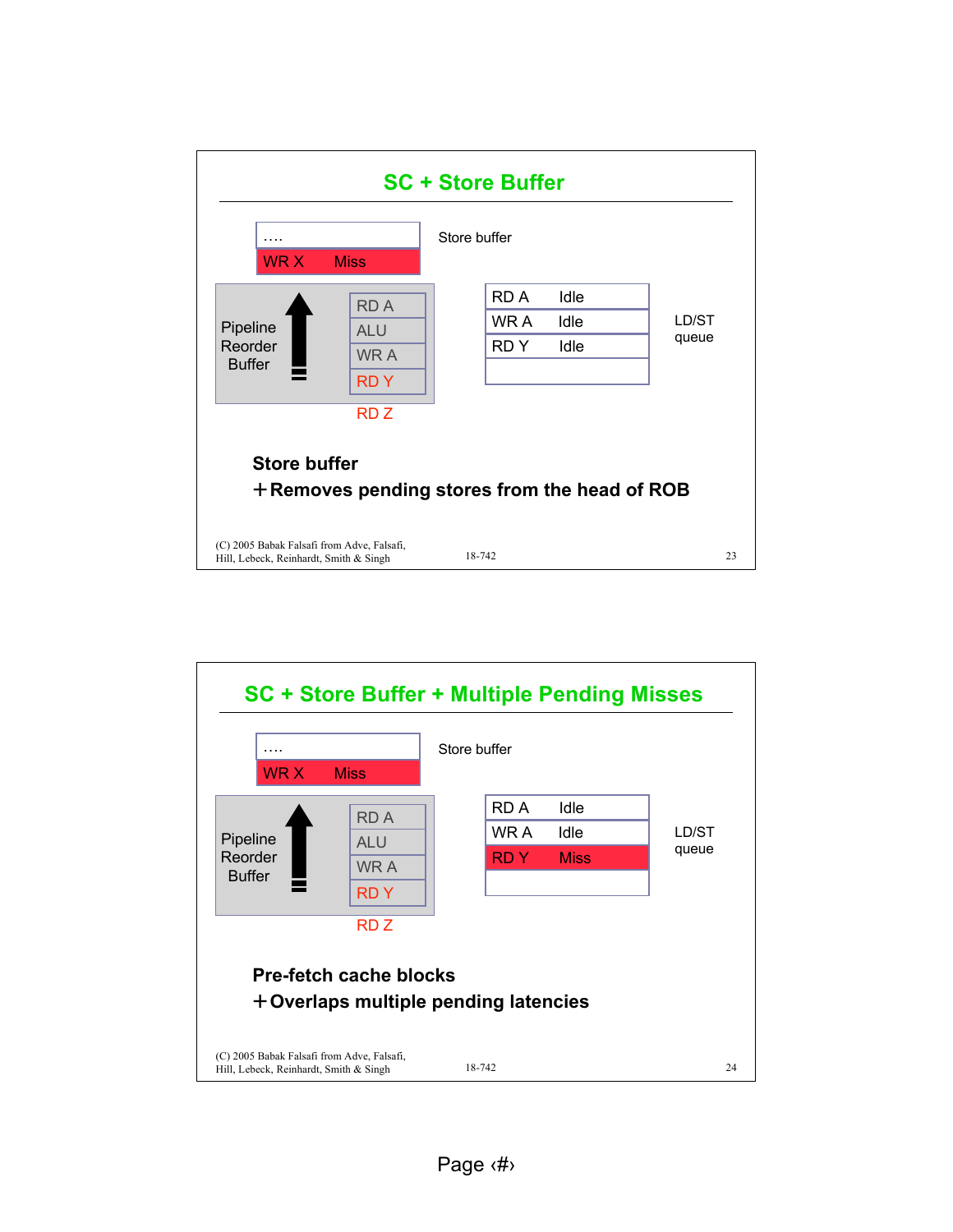## SC + Store Buffer

....
WR X Miss

Store buffer

Pipeline Reorder Buffer

RD A
ALU
WR A
RD Y

RD Z

| | |
|---|---|
| RD A | Idle |
| WR A | Idle |
| RD Y | Idle |
| | |

LD/ST queue

**Store buffer**

**+ Removes pending stores from the head of ROB**

(C) 2005 Babak Falsafi from Adve, Falsafi, Hill, Lebeck, Reinhardt, Smith & Singh

## SC + Store Buffer + Multiple Pending Misses

....
WR X Miss

Store buffer

Pipeline Reorder Buffer

RD A
ALU
WR A
RD Y

RD Z

| | |
|---|---|
| RD A | Idle |
| WR A | Idle |
| RD Y | Miss |
| | |

LD/ST queue

**Pre-fetch cache blocks**

**+ Overlaps multiple pending latencies**

(C) 2005 Babak Falsafi from Adve, Falsafi, Hill, Lebeck, Reinhardt, Smith & Singh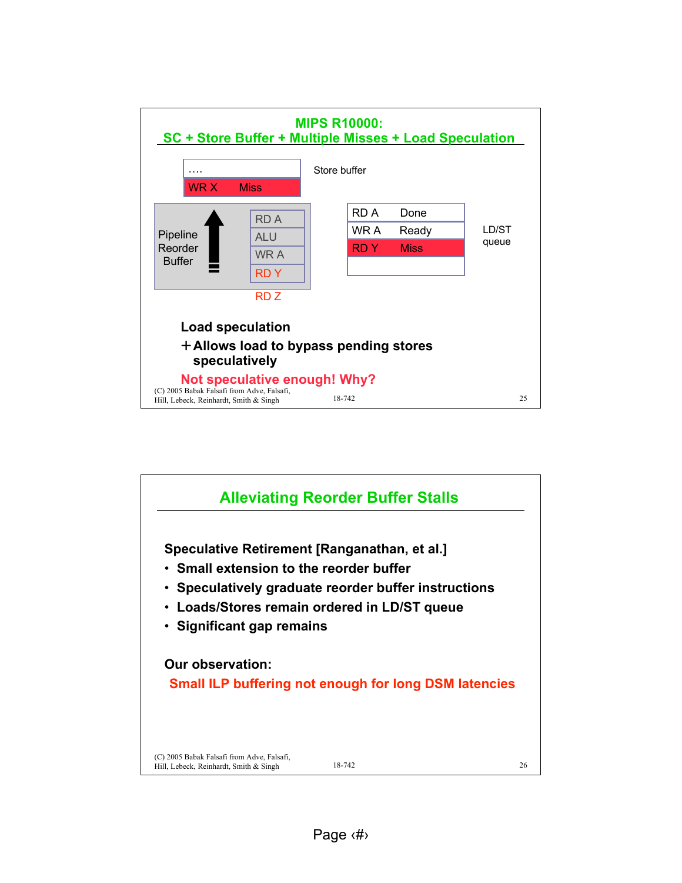## MIPS R10000: SC + Store Buffer + Multiple Misses + Load Speculation

....

WR X Miss

Store buffer

Pipeline Reorder Buffer

RD A
ALU
WR A
RD Y

RD Z

| | |
|---|---|
| RD A | Done |
| WR A | Ready |
| RD Y | Miss |
| | |

LD/ST queue

**Load speculation**

**+Allows load to bypass pending stores speculatively**

**Not speculative enough! Why?**

(C) 2005 Babak Falsafi from Adve, Falsafi, Hill, Lebeck, Reinhardt, Smith & Singh

## Alleviating Reorder Buffer Stalls

**Speculative Retirement [Ranganathan, et al.]**

- **Small extension to the reorder buffer**
- **Speculatively graduate reorder buffer instructions**
- **Loads/Stores remain ordered in LD/ST queue**
- **Significant gap remains**

**Our observation:**

**Small ILP buffering not enough for long DSM latencies**

(C) 2005 Babak Falsafi from Adve, Falsafi, Hill, Lebeck, Reinhardt, Smith & Singh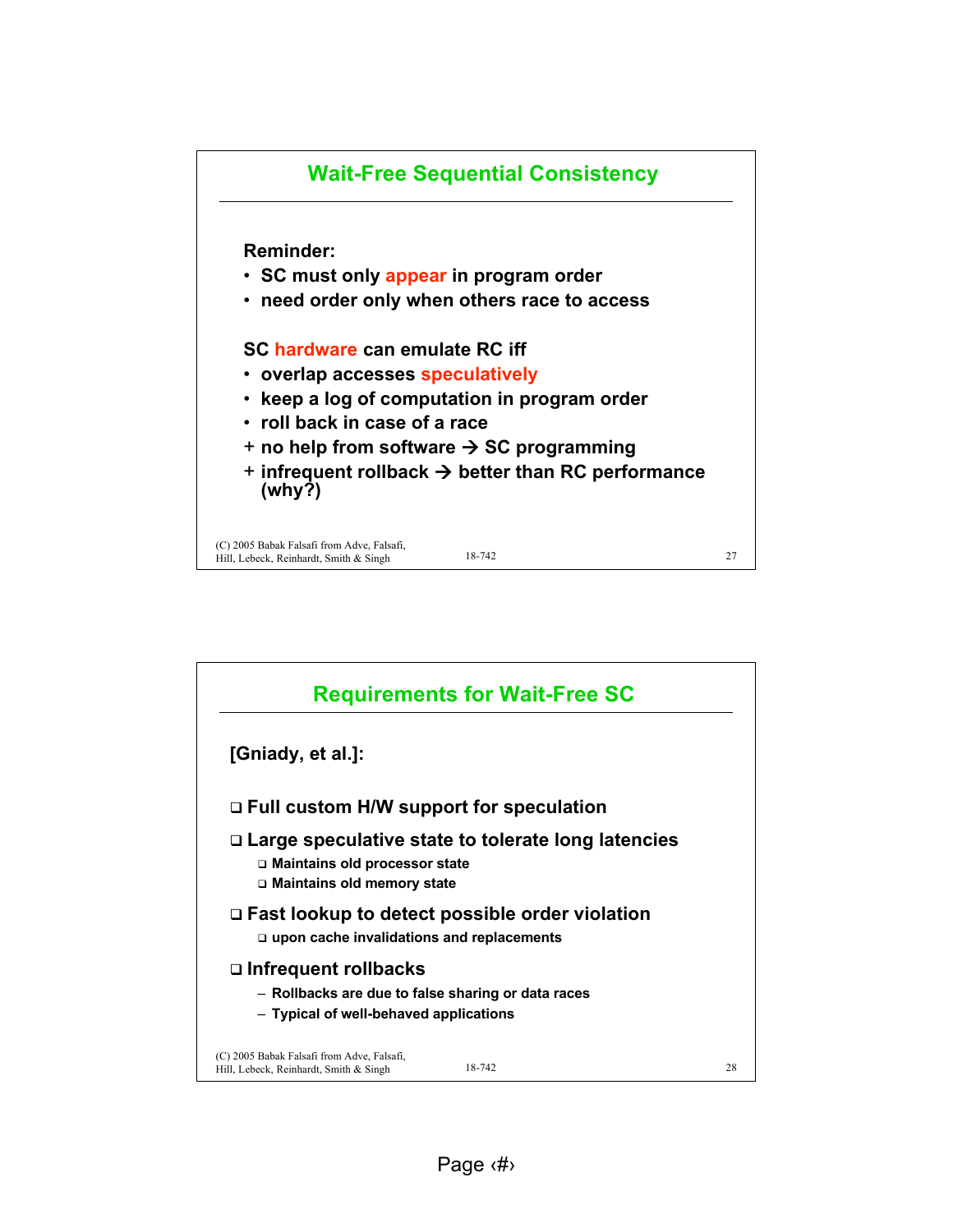## Wait-Free Sequential Consistency

**Reminder:**

- **SC must only appear in program order**
- **need order only when others race to access**

**SC hardware can emulate RC iff**

- **overlap accesses speculatively**
- **keep a log of computation in program order**
- **roll back in case of a race**
- \+ **no help from software → SC programming**
- \+ **infrequent rollback → better than RC performance (why?)**

(C) 2005 Babak Falsafi from Adve, Falsafi, Hill, Lebeck, Reinhardt, Smith & Singh

## Requirements for Wait-Free SC

**[Gniady, et al.]:**

- **Full custom H/W support for speculation**
- **Large speculative state to tolerate long latencies**
  - **Maintains old processor state**
  - **Maintains old memory state**
- **Fast lookup to detect possible order violation**
  - **upon cache invalidations and replacements**
- **Infrequent rollbacks**
  - **Rollbacks are due to false sharing or data races**
  - **Typical of well-behaved applications**

(C) 2005 Babak Falsafi from Adve, Falsafi, Hill, Lebeck, Reinhardt, Smith & Singh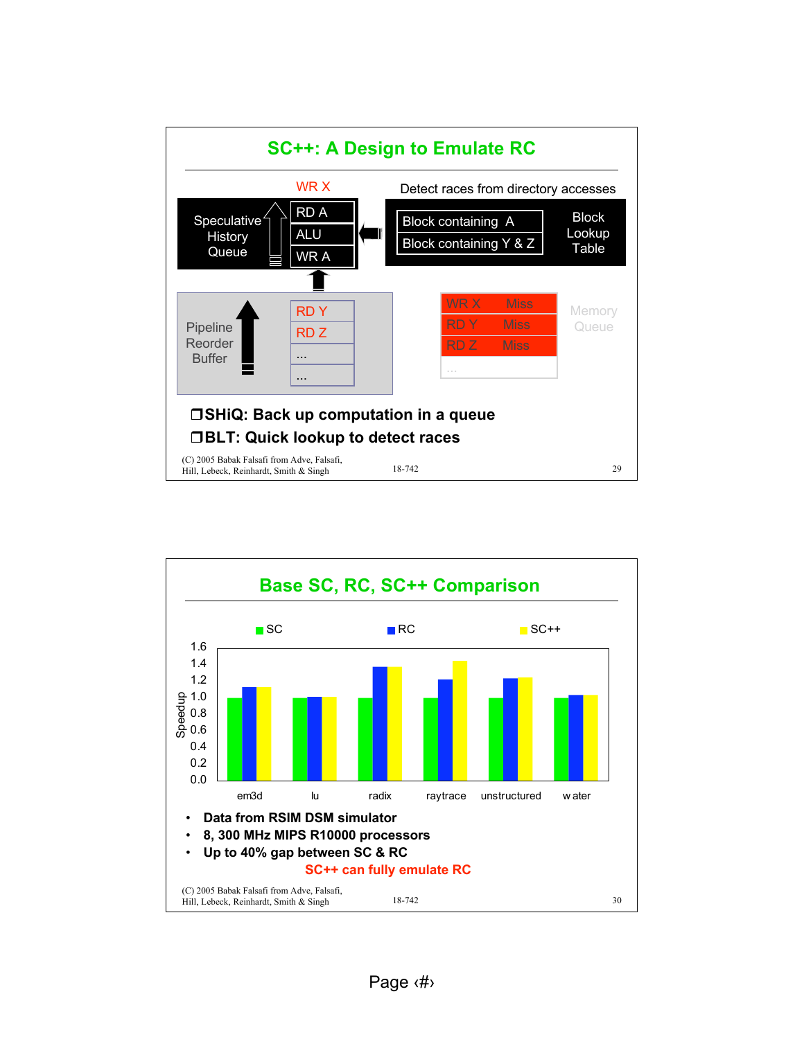## SC++: A Design to Emulate RC

WR X

Speculative History Queue

RD A

ALU

WR A

Detect races from directory accesses

Block containing A

Block containing Y & Z

Block Lookup Table

Pipeline Reorder Buffer

RD Y

RD Z

...

...

WR X Miss

RD Y Miss

RD Z Miss

...

Memory Queue

- ❒ **SHiQ: Back up computation in a queue**
- ❒ **BLT: Quick lookup to detect races**

(C) 2005 Babak Falsafi from Adve, Falsafi, Hill, Lebeck, Reinhardt, Smith & Singh

18-742

## Base SC, RC, SC++ Comparison

SC RC SC++

Speedup

1.6
1.4
1.2
1.0
0.8
0.6
0.4
0.2
0.0

em3d lu radix raytrace unstructured w ater

- **Data from RSIM DSM simulator**
- **8, 300 MHz MIPS R10000 processors**
- **Up to 40% gap between SC & RC**

**SC++ can fully emulate RC**

(C) 2005 Babak Falsafi from Adve, Falsafi, Hill, Lebeck, Reinhardt, Smith & Singh

18-742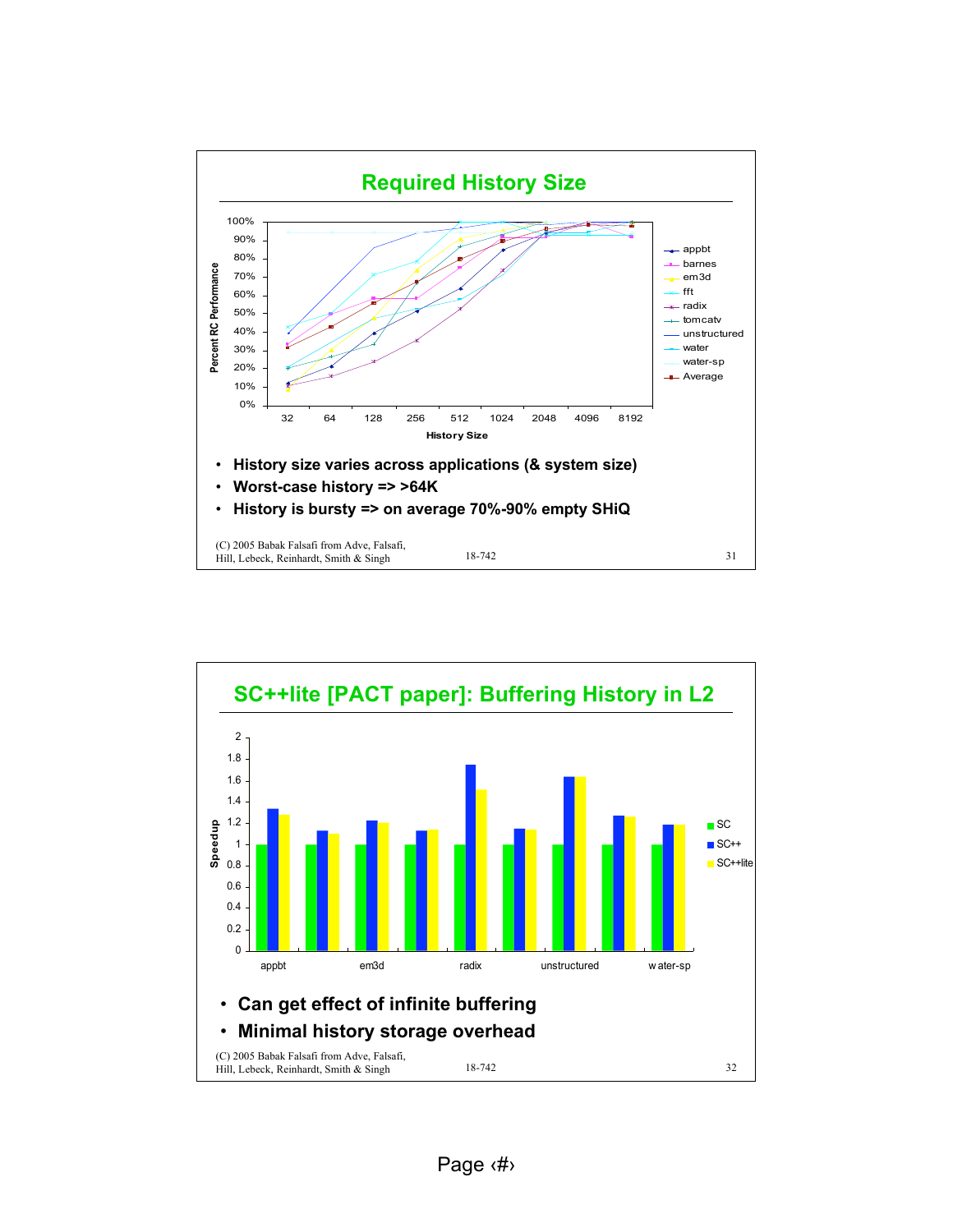## Required History Size

- History size varies across applications (& system size)
- Worst-case history => >64K
- History is bursty => on average 70%-90% empty SHiQ

## SC++lite [PACT paper]: Buffering History in L2

- Can get effect of infinite buffering
- Minimal history storage overhead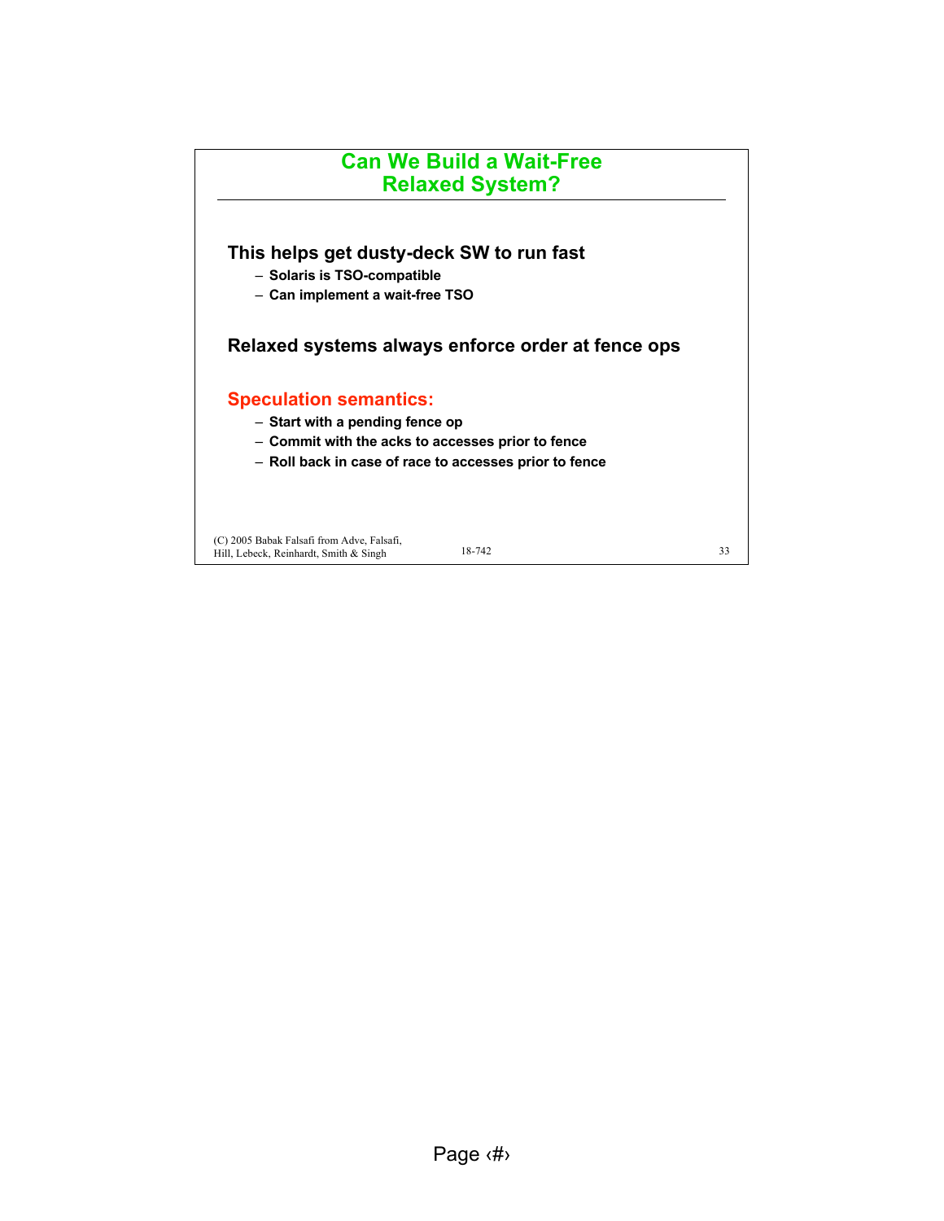## Can We Build a Wait-Free Relaxed System?

**This helps get dusty-deck SW to run fast**

- Solaris is TSO-compatible
- Can implement a wait-free TSO

**Relaxed systems always enforce order at fence ops**

**Speculation semantics:**

- Start with a pending fence op
- Commit with the acks to accesses prior to fence
- Roll back in case of race to accesses prior to fence